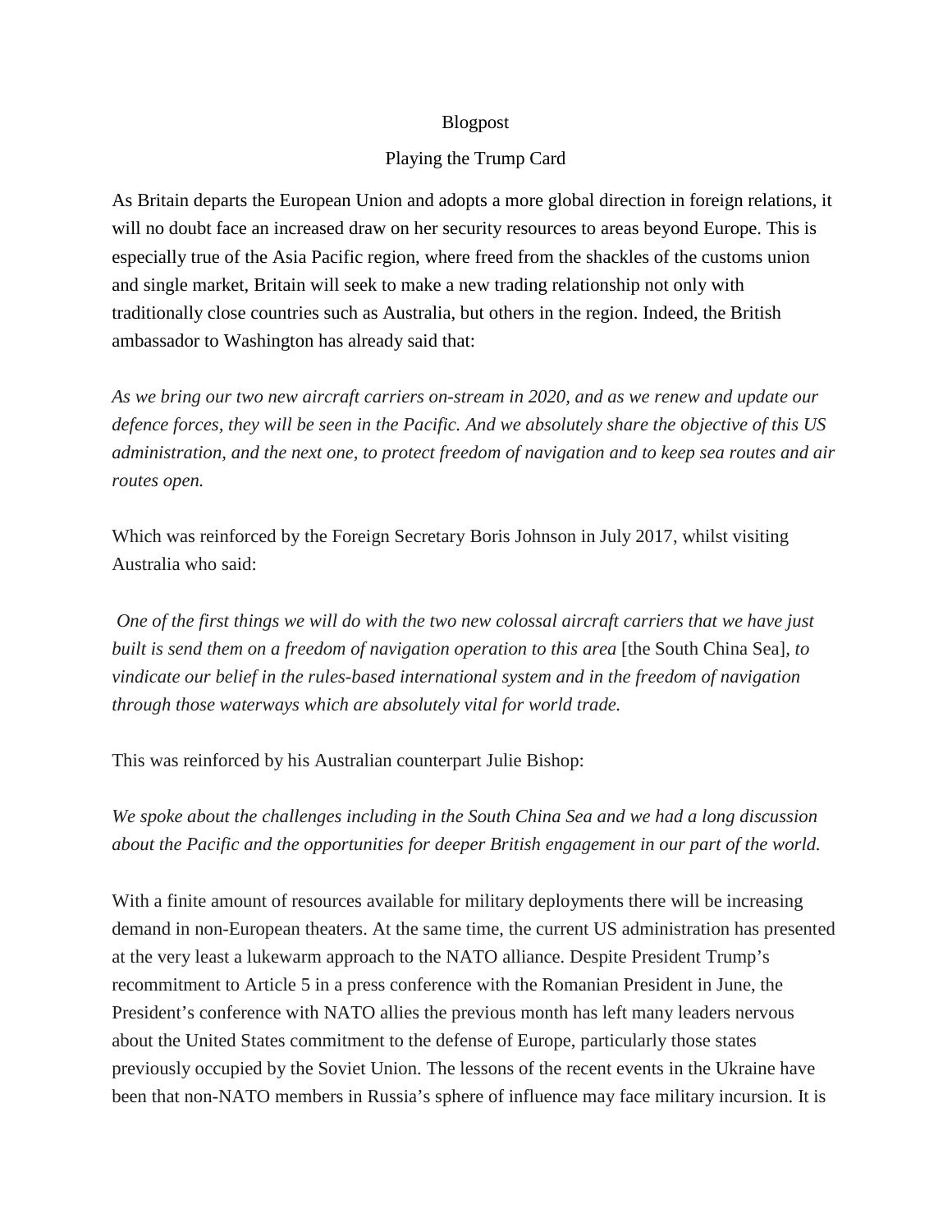Blogpost

# Playing the Trump Card

As Britain departs the European Union and adopts a more global direction in foreign relations, it will no doubt face an increased draw on her security resources to areas beyond Europe. This is especially true of the Asia Pacific region, where freed from the shackles of the customs union and single market, Britain will seek to make a new trading relationship not only with traditionally close countries such as Australia, but others in the region. Indeed, the British ambassador to Washington has already said that:

*As we bring our two new aircraft carriers on-stream in 2020, and as we renew and update our defence forces, they will be seen in the Pacific. And we absolutely share the objective of this US administration, and the next one, to protect freedom of navigation and to keep sea routes and air routes open.*

Which was reinforced by the Foreign Secretary Boris Johnson in July 2017, whilst visiting Australia who said:

*One of the first things we will do with the two new colossal aircraft carriers that we have just built is send them on a freedom of navigation operation to this area* [the South China Sea], *to vindicate our belief in the rules-based international system and in the freedom of navigation through those waterways which are absolutely vital for world trade.*

This was reinforced by his Australian counterpart Julie Bishop:

*We spoke about the challenges including in the South China Sea and we had a long discussion about the Pacific and the opportunities for deeper British engagement in our part of the world.*

With a finite amount of resources available for military deployments there will be increasing demand in non-European theaters. At the same time, the current US administration has presented at the very least a lukewarm approach to the NATO alliance. Despite President Trump's recommitment to Article 5 in a press conference with the Romanian President in June, the President's conference with NATO allies the previous month has left many leaders nervous about the United States commitment to the defense of Europe, particularly those states previously occupied by the Soviet Union. The lessons of the recent events in the Ukraine have been that non-NATO members in Russia's sphere of influence may face military incursion. It is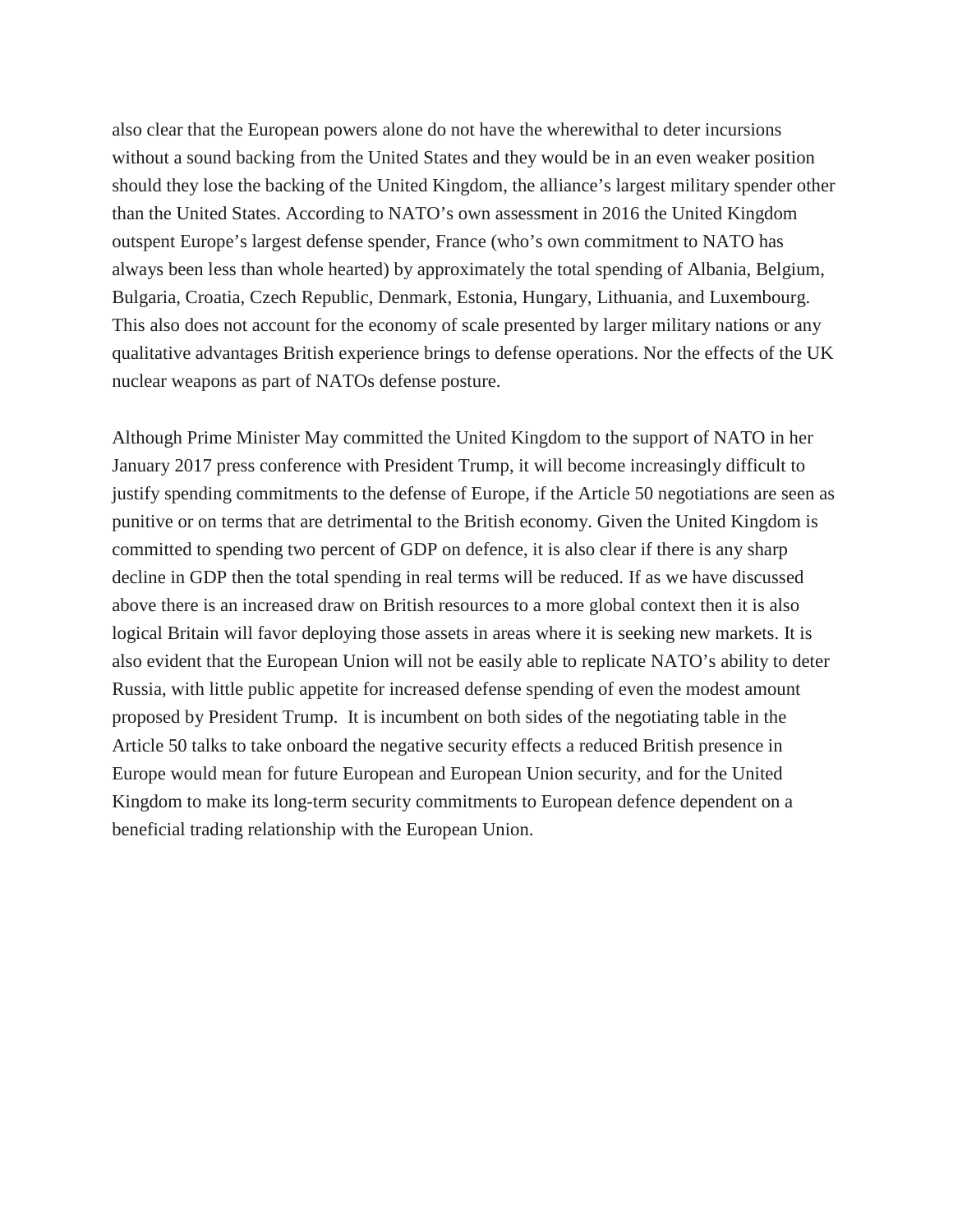also clear that the European powers alone do not have the wherewithal to deter incursions without a sound backing from the United States and they would be in an even weaker position should they lose the backing of the United Kingdom, the alliance's largest military spender other than the United States. According to NATO's own assessment in 2016 the United Kingdom outspent Europe's largest defense spender, France (who's own commitment to NATO has always been less than whole hearted) by approximately the total spending of Albania, Belgium, Bulgaria, Croatia, Czech Republic, Denmark, Estonia, Hungary, Lithuania, and Luxembourg. This also does not account for the economy of scale presented by larger military nations or any qualitative advantages British experience brings to defense operations. Nor the effects of the UK nuclear weapons as part of NATOs defense posture.

Although Prime Minister May committed the United Kingdom to the support of NATO in her January 2017 press conference with President Trump, it will become increasingly difficult to justify spending commitments to the defense of Europe, if the Article 50 negotiations are seen as punitive or on terms that are detrimental to the British economy. Given the United Kingdom is committed to spending two percent of GDP on defence, it is also clear if there is any sharp decline in GDP then the total spending in real terms will be reduced. If as we have discussed above there is an increased draw on British resources to a more global context then it is also logical Britain will favor deploying those assets in areas where it is seeking new markets. It is also evident that the European Union will not be easily able to replicate NATO's ability to deter Russia, with little public appetite for increased defense spending of even the modest amount proposed by President Trump.  It is incumbent on both sides of the negotiating table in the Article 50 talks to take onboard the negative security effects a reduced British presence in Europe would mean for future European and European Union security, and for the United Kingdom to make its long-term security commitments to European defence dependent on a beneficial trading relationship with the European Union.